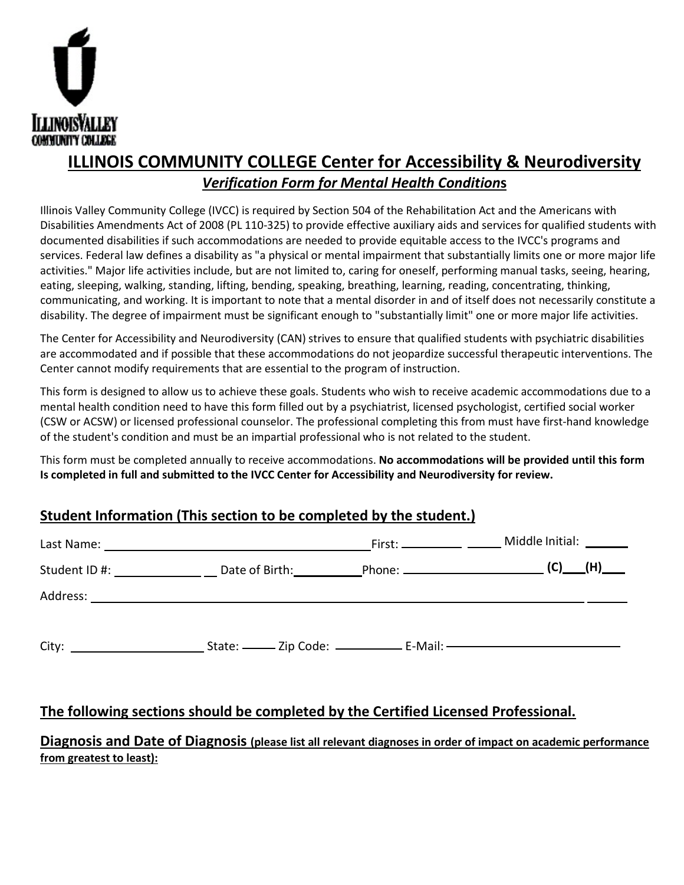ILLINOISVALLEY
COMMUNITY COLLEGE

# ILLINOIS COMMUNITY COLLEGE Center for Accessibility & Neurodiversity

## *Verification Form for Mental Health Conditions*

Illinois Valley Community College (IVCC) is required by Section 504 of the Rehabilitation Act and the Americans with Disabilities Amendments Act of 2008 (PL 110-325) to provide effective auxiliary aids and services for qualified students with documented disabilities if such accommodations are needed to provide equitable access to the IVCC's programs and services. Federal law defines a disability as "a physical or mental impairment that substantially limits one or more major life activities." Major life activities include, but are not limited to, caring for oneself, performing manual tasks, seeing, hearing, eating, sleeping, walking, standing, lifting, bending, speaking, breathing, learning, reading, concentrating, thinking, communicating, and working. It is important to note that a mental disorder in and of itself does not necessarily constitute a disability. The degree of impairment must be significant enough to "substantially limit" one or more major life activities.

The Center for Accessibility and Neurodiversity (CAN) strives to ensure that qualified students with psychiatric disabilities are accommodated and if possible that these accommodations do not jeopardize successful therapeutic interventions. The Center cannot modify requirements that are essential to the program of instruction.

This form is designed to allow us to achieve these goals. Students who wish to receive academic accommodations due to a mental health condition need to have this form filled out by a psychiatrist, licensed psychologist, certified social worker (CSW or ACSW) or licensed professional counselor. The professional completing this from must have first-hand knowledge of the student's condition and must be an impartial professional who is not related to the student.

This form must be completed annually to receive accommodations. **No accommodations will be provided until this form Is completed in full and submitted to the IVCC Center for Accessibility and Neurodiversity for review.**

### Student Information (This section to be completed by the student.)

Last Name: ______________________ First: ____________ Middle Initial: ________

Student ID #: ______________ Date of Birth: ___________ Phone: ______________________ **(C)**___ **(H)**___

Address: ______________________________________________________________

City: ____________________ State: ______ Zip Code: ___________ E-Mail: ______________________

### The following sections should be completed by the Certified Licensed Professional.

**Diagnosis and Date of Diagnosis (please list all relevant diagnoses in order of impact on academic performance from greatest to least):**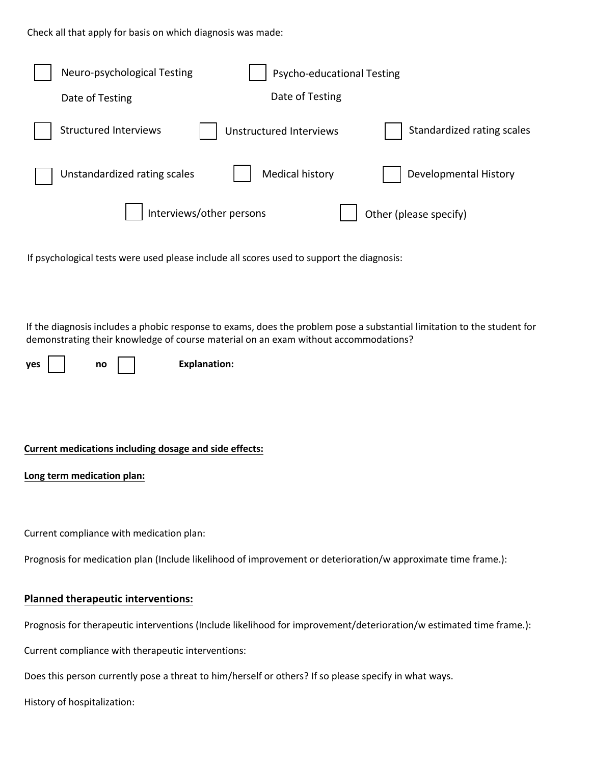Check all that apply for basis on which diagnosis was made:

- [ ] Neuro-psychological Testing
  Date of Testing
- [ ] Psycho-educational Testing
  Date of Testing
- [ ] Structured Interviews
- [ ] Unstructured Interviews
- [ ] Standardized rating scales
- [ ] Unstandardized rating scales
- [ ] Medical history
- [ ] Developmental History
- [ ] Interviews/other persons
- [ ] Other (please specify)

If psychological tests were used please include all scores used to support the diagnosis:

If the diagnosis includes a phobic response to exams, does the problem pose a substantial limitation to the student for demonstrating their knowledge of course material on an exam without accommodations?

**yes** [ ] **no** [ ] **Explanation:**

**Current medications including dosage and side effects:**

**Long term medication plan:**

Current compliance with medication plan:

Prognosis for medication plan (Include likelihood of improvement or deterioration/w approximate time frame.):

**Planned therapeutic interventions:**

Prognosis for therapeutic interventions (Include likelihood for improvement/deterioration/w estimated time frame.):

Current compliance with therapeutic interventions:

Does this person currently pose a threat to him/herself or others? If so please specify in what ways.

History of hospitalization: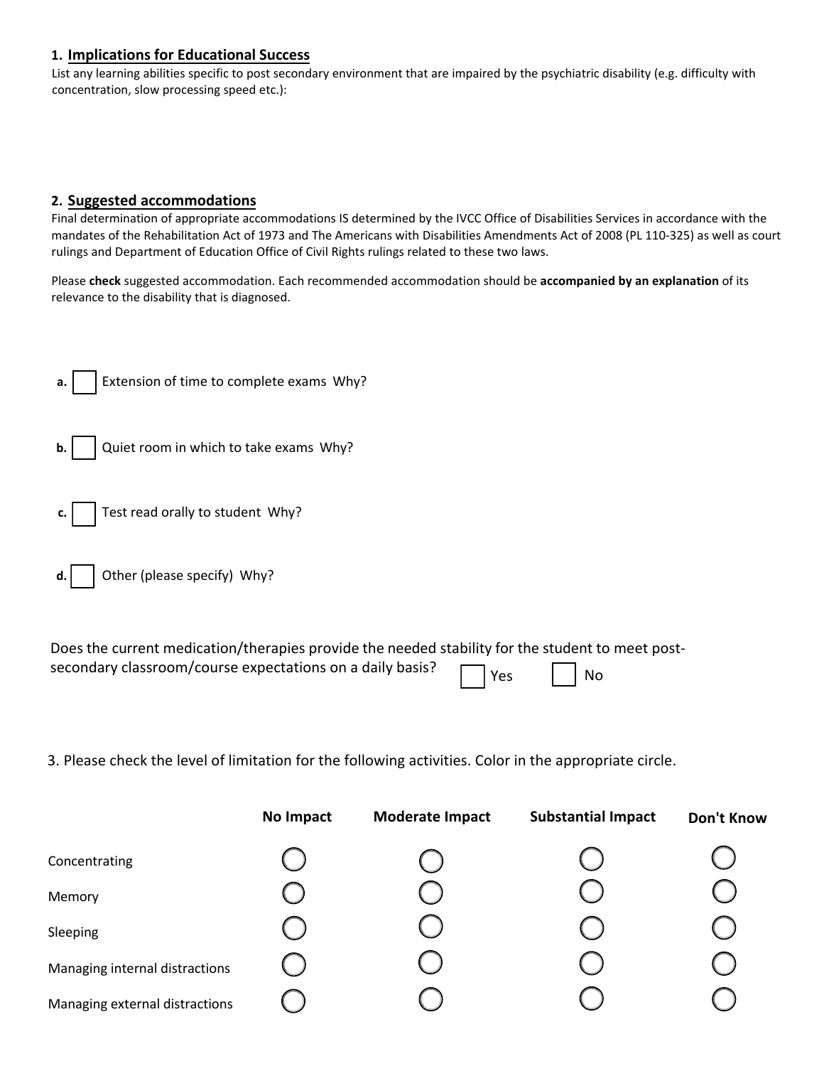## 1. Implications for Educational Success

List any learning abilities specific to post secondary environment that are impaired by the psychiatric disability (e.g. difficulty with concentration, slow processing speed etc.):

## 2. Suggested accommodations

Final determination of appropriate accommodations IS determined by the IVCC Office of Disabilities Services in accordance with the mandates of the Rehabilitation Act of 1973 and The Americans with Disabilities Amendments Act of 2008 (PL 110-325) as well as court rulings and Department of Education Office of Civil Rights rulings related to these two laws.

Please **check** suggested accommodation. Each recommended accommodation should be **accompanied by an explanation** of its relevance to the disability that is diagnosed.

**a.** ☐ Extension of time to complete exams Why?

**b.** ☐ Quiet room in which to take exams Why?

**c.** ☐ Test read orally to student Why?

**d.** ☐ Other (please specify) Why?

Does the current medication/therapies provide the needed stability for the student to meet post-secondary classroom/course expectations on a daily basis? ☐ Yes ☐ No

3. Please check the level of limitation for the following activities. Color in the appropriate circle.

| | No Impact | Moderate Impact | Substantial Impact | Don't Know |
|---|---|---|---|---|
| Concentrating | ○ | ○ | ○ | ○ |
| Memory | ○ | ○ | ○ | ○ |
| Sleeping | ○ | ○ | ○ | ○ |
| Managing internal distractions | ○ | ○ | ○ | ○ |
| Managing external distractions | ○ | ○ | ○ | ○ |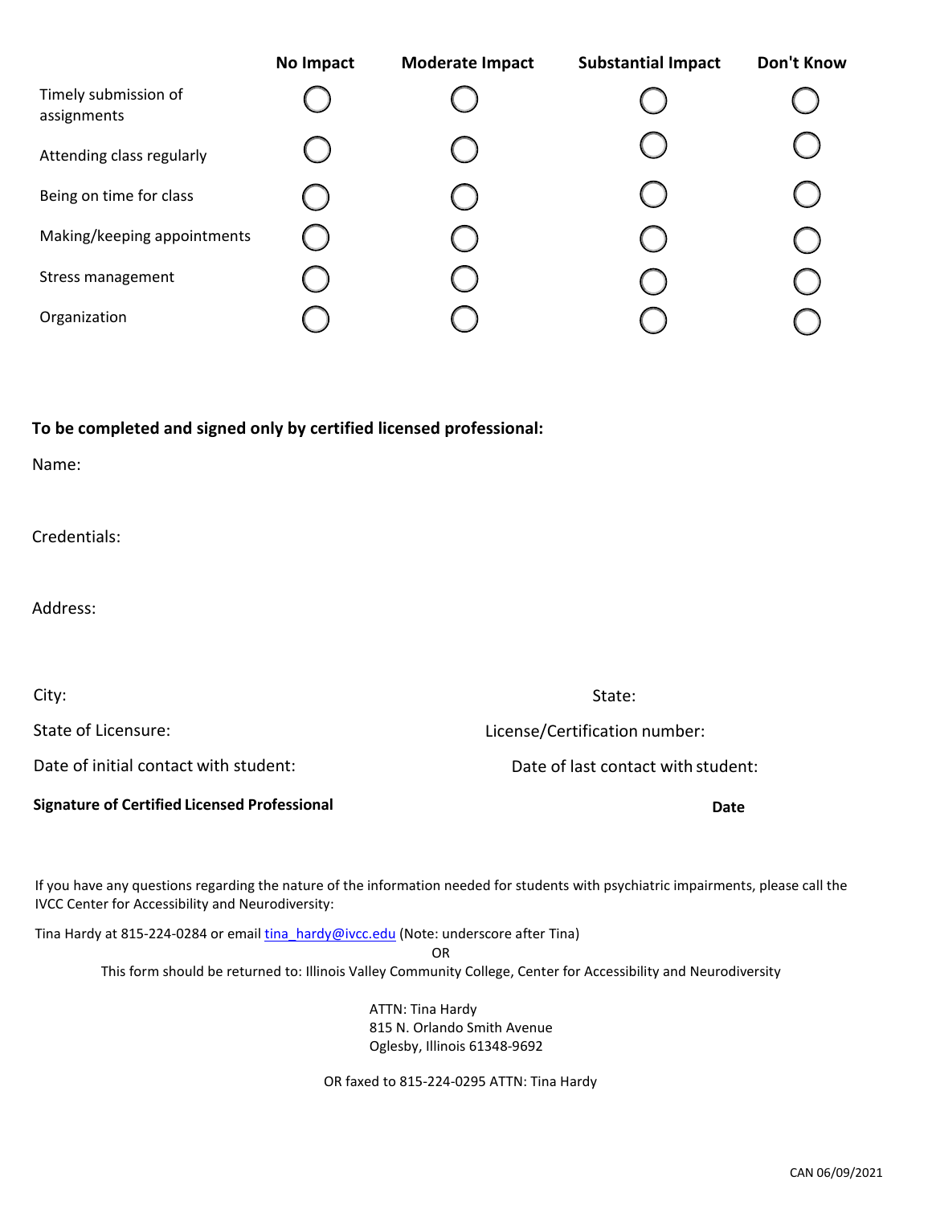| | No Impact | Moderate Impact | Substantial Impact | Don't Know |
|---|---|---|---|---|
| Timely submission of assignments | ◯ | ◯ | ◯ | ◯ |
| Attending class regularly | ◯ | ◯ | ◯ | ◯ |
| Being on time for class | ◯ | ◯ | ◯ | ◯ |
| Making/keeping appointments | ◯ | ◯ | ◯ | ◯ |
| Stress management | ◯ | ◯ | ◯ | ◯ |
| Organization | ◯ | ◯ | ◯ | ◯ |

**To be completed and signed only by certified licensed professional:**

Name:

Credentials:

Address:

City: State:

State of Licensure: License/Certification number:

Date of initial contact with student: Date of last contact with student:

**Signature of Certified Licensed Professional** **Date**

If you have any questions regarding the nature of the information needed for students with psychiatric impairments, please call the IVCC Center for Accessibility and Neurodiversity:

Tina Hardy at 815-224-0284 or email tina_hardy@ivcc.edu (Note: underscore after Tina)

OR

This form should be returned to: Illinois Valley Community College, Center for Accessibility and Neurodiversity

ATTN: Tina Hardy
815 N. Orlando Smith Avenue
Oglesby, Illinois 61348-9692

OR faxed to 815-224-0295 ATTN: Tina Hardy

CAN 06/09/2021